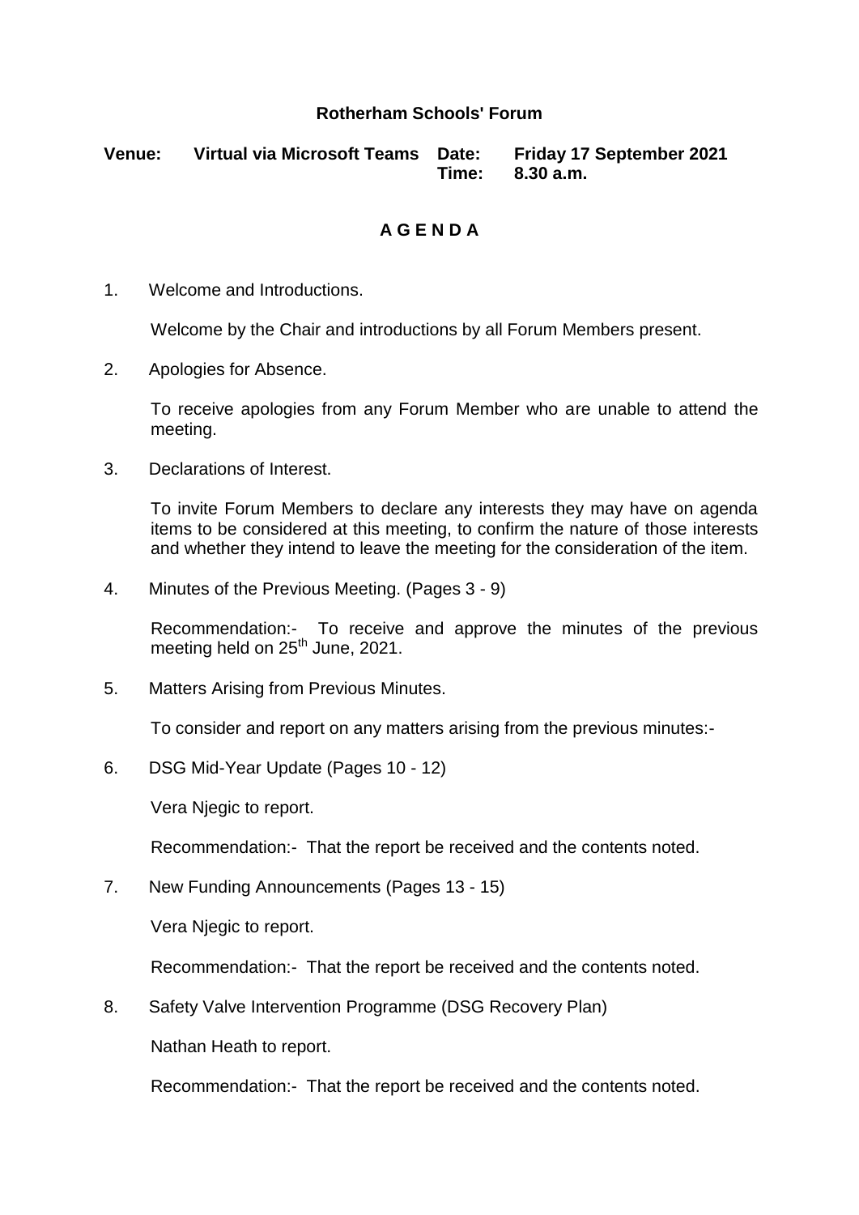**Rotherham Schools' Forum**

**Venue:** **Virtual via Microsoft Teams** **Date:** **Friday 17 September 2021**
**Time:** **8.30 a.m.**

**A G E N D A**

1. Welcome and Introductions.

   Welcome by the Chair and introductions by all Forum Members present.

2. Apologies for Absence.

   To receive apologies from any Forum Member who are unable to attend the meeting.

3. Declarations of Interest.

   To invite Forum Members to declare any interests they may have on agenda items to be considered at this meeting, to confirm the nature of those interests and whether they intend to leave the meeting for the consideration of the item.

4. Minutes of the Previous Meeting. (Pages 3 - 9)

   Recommendation:- To receive and approve the minutes of the previous meeting held on 25th June, 2021.

5. Matters Arising from Previous Minutes.

   To consider and report on any matters arising from the previous minutes:-

6. DSG Mid-Year Update (Pages 10 - 12)

   Vera Njegic to report.

   Recommendation:- That the report be received and the contents noted.

7. New Funding Announcements (Pages 13 - 15)

   Vera Njegic to report.

   Recommendation:- That the report be received and the contents noted.

8. Safety Valve Intervention Programme (DSG Recovery Plan)

   Nathan Heath to report.

   Recommendation:- That the report be received and the contents noted.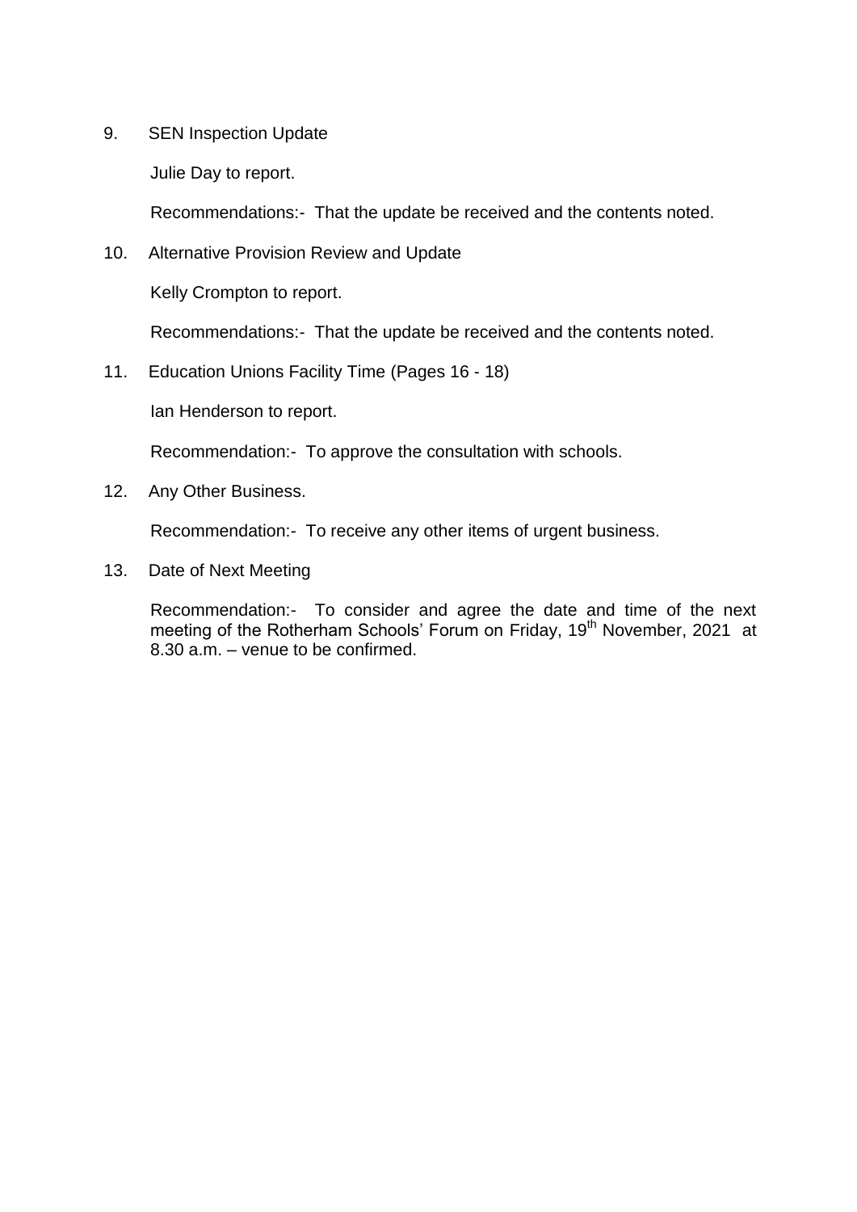9. SEN Inspection Update

   Julie Day to report.

   Recommendations:- That the update be received and the contents noted.

10. Alternative Provision Review and Update

    Kelly Crompton to report.

    Recommendations:- That the update be received and the contents noted.

11. Education Unions Facility Time (Pages 16 - 18)

    Ian Henderson to report.

    Recommendation:- To approve the consultation with schools.

12. Any Other Business.

    Recommendation:- To receive any other items of urgent business.

13. Date of Next Meeting

    Recommendation:- To consider and agree the date and time of the next meeting of the Rotherham Schools' Forum on Friday, 19th November, 2021 at 8.30 a.m. – venue to be confirmed.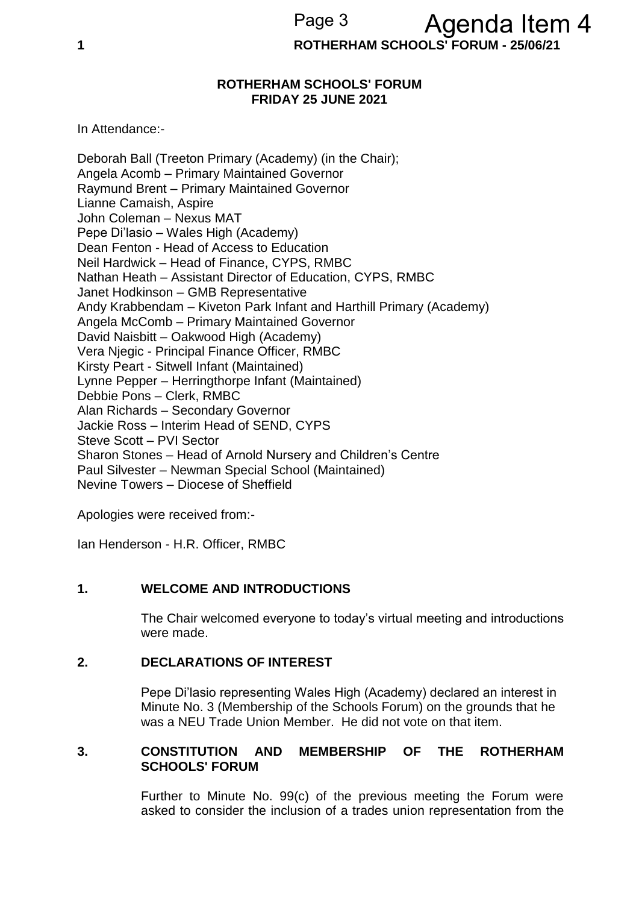## ROTHERHAM SCHOOLS' FORUM
## FRIDAY 25 JUNE 2021

In Attendance:-

Deborah Ball (Treeton Primary (Academy) (in the Chair);
Angela Acomb – Primary Maintained Governor
Raymund Brent – Primary Maintained Governor
Lianne Camaish, Aspire
John Coleman – Nexus MAT
Pepe Di'lasio – Wales High (Academy)
Dean Fenton - Head of Access to Education
Neil Hardwick – Head of Finance, CYPS, RMBC
Nathan Heath – Assistant Director of Education, CYPS, RMBC
Janet Hodkinson – GMB Representative
Andy Krabbendam – Kiveton Park Infant and Harthill Primary (Academy)
Angela McComb – Primary Maintained Governor
David Naisbitt – Oakwood High (Academy)
Vera Njegic - Principal Finance Officer, RMBC
Kirsty Peart - Sitwell Infant (Maintained)
Lynne Pepper – Herringthorpe Infant (Maintained)
Debbie Pons – Clerk, RMBC
Alan Richards – Secondary Governor
Jackie Ross – Interim Head of SEND, CYPS
Steve Scott – PVI Sector
Sharon Stones – Head of Arnold Nursery and Children's Centre
Paul Silvester – Newman Special School (Maintained)
Nevine Towers – Diocese of Sheffield

Apologies were received from:-

Ian Henderson - H.R. Officer, RMBC

### 1. WELCOME AND INTRODUCTIONS

The Chair welcomed everyone to today's virtual meeting and introductions were made.

### 2. DECLARATIONS OF INTEREST

Pepe Di'lasio representing Wales High (Academy) declared an interest in Minute No. 3 (Membership of the Schools Forum) on the grounds that he was a NEU Trade Union Member. He did not vote on that item.

### 3. CONSTITUTION AND MEMBERSHIP OF THE ROTHERHAM SCHOOLS' FORUM

Further to Minute No. 99(c) of the previous meeting the Forum were asked to consider the inclusion of a trades union representation from the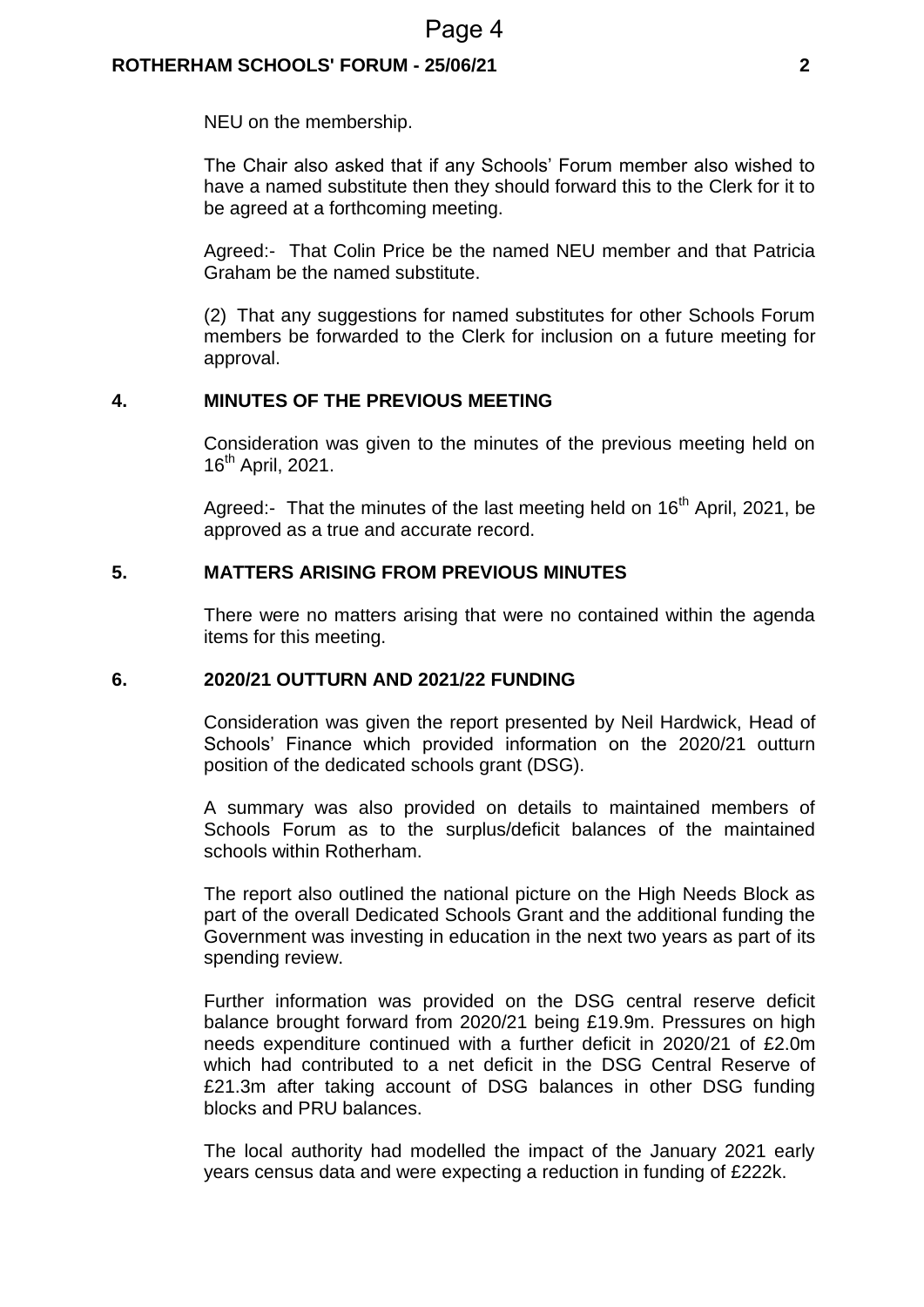NEU on the membership.

The Chair also asked that if any Schools' Forum member also wished to have a named substitute then they should forward this to the Clerk for it to be agreed at a forthcoming meeting.

Agreed:- That Colin Price be the named NEU member and that Patricia Graham be the named substitute.

(2) That any suggestions for named substitutes for other Schools Forum members be forwarded to the Clerk for inclusion on a future meeting for approval.

## 4. MINUTES OF THE PREVIOUS MEETING

Consideration was given to the minutes of the previous meeting held on 16th April, 2021.

Agreed:- That the minutes of the last meeting held on 16th April, 2021, be approved as a true and accurate record.

## 5. MATTERS ARISING FROM PREVIOUS MINUTES

There were no matters arising that were no contained within the agenda items for this meeting.

## 6. 2020/21 OUTTURN AND 2021/22 FUNDING

Consideration was given the report presented by Neil Hardwick, Head of Schools' Finance which provided information on the 2020/21 outturn position of the dedicated schools grant (DSG).

A summary was also provided on details to maintained members of Schools Forum as to the surplus/deficit balances of the maintained schools within Rotherham.

The report also outlined the national picture on the High Needs Block as part of the overall Dedicated Schools Grant and the additional funding the Government was investing in education in the next two years as part of its spending review.

Further information was provided on the DSG central reserve deficit balance brought forward from 2020/21 being £19.9m. Pressures on high needs expenditure continued with a further deficit in 2020/21 of £2.0m which had contributed to a net deficit in the DSG Central Reserve of £21.3m after taking account of DSG balances in other DSG funding blocks and PRU balances.

The local authority had modelled the impact of the January 2021 early years census data and were expecting a reduction in funding of £222k.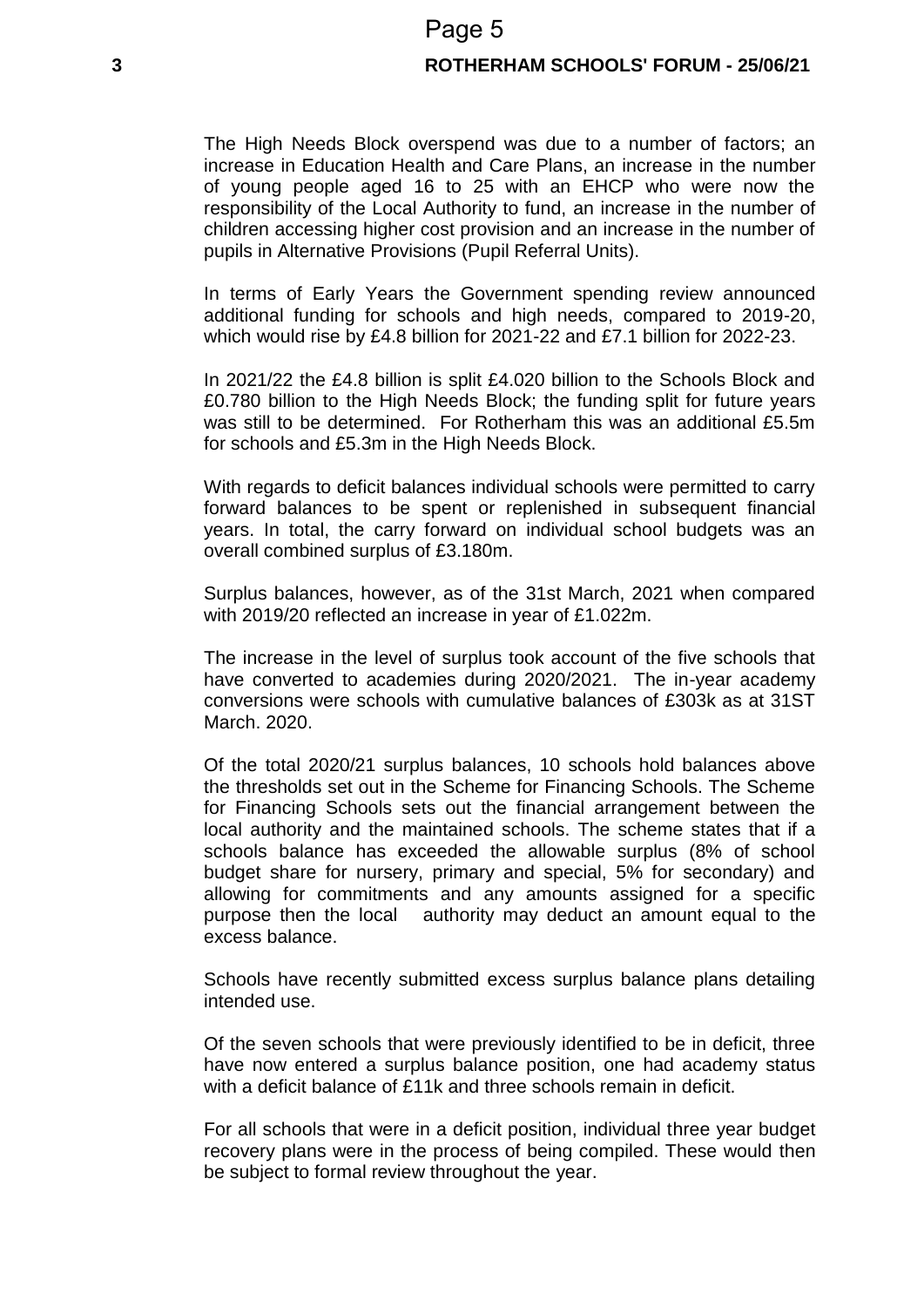The High Needs Block overspend was due to a number of factors; an increase in Education Health and Care Plans, an increase in the number of young people aged 16 to 25 with an EHCP who were now the responsibility of the Local Authority to fund, an increase in the number of children accessing higher cost provision and an increase in the number of pupils in Alternative Provisions (Pupil Referral Units).

In terms of Early Years the Government spending review announced additional funding for schools and high needs, compared to 2019-20, which would rise by £4.8 billion for 2021-22 and £7.1 billion for 2022-23.

In 2021/22 the £4.8 billion is split £4.020 billion to the Schools Block and £0.780 billion to the High Needs Block; the funding split for future years was still to be determined. For Rotherham this was an additional £5.5m for schools and £5.3m in the High Needs Block.

With regards to deficit balances individual schools were permitted to carry forward balances to be spent or replenished in subsequent financial years. In total, the carry forward on individual school budgets was an overall combined surplus of £3.180m.

Surplus balances, however, as of the 31st March, 2021 when compared with 2019/20 reflected an increase in year of £1.022m.

The increase in the level of surplus took account of the five schools that have converted to academies during 2020/2021. The in-year academy conversions were schools with cumulative balances of £303k as at 31ST March. 2020.

Of the total 2020/21 surplus balances, 10 schools hold balances above the thresholds set out in the Scheme for Financing Schools. The Scheme for Financing Schools sets out the financial arrangement between the local authority and the maintained schools. The scheme states that if a schools balance has exceeded the allowable surplus (8% of school budget share for nursery, primary and special, 5% for secondary) and allowing for commitments and any amounts assigned for a specific purpose then the local authority may deduct an amount equal to the excess balance.

Schools have recently submitted excess surplus balance plans detailing intended use.

Of the seven schools that were previously identified to be in deficit, three have now entered a surplus balance position, one had academy status with a deficit balance of £11k and three schools remain in deficit.

For all schools that were in a deficit position, individual three year budget recovery plans were in the process of being compiled. These would then be subject to formal review throughout the year.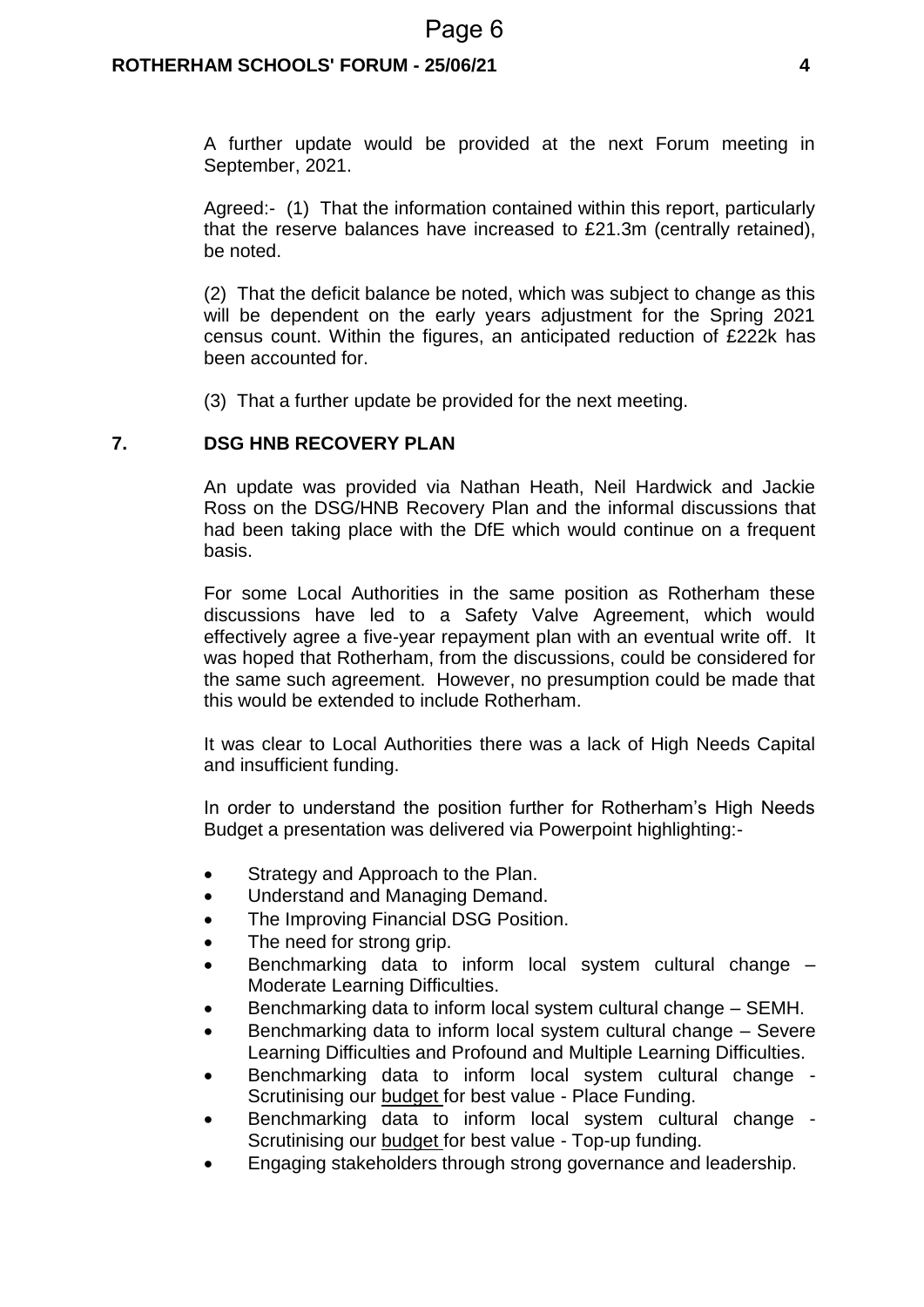A further update would be provided at the next Forum meeting in September, 2021.

Agreed:- (1) That the information contained within this report, particularly that the reserve balances have increased to £21.3m (centrally retained), be noted.

(2) That the deficit balance be noted, which was subject to change as this will be dependent on the early years adjustment for the Spring 2021 census count. Within the figures, an anticipated reduction of £222k has been accounted for.

(3) That a further update be provided for the next meeting.

## 7. DSG HNB RECOVERY PLAN

An update was provided via Nathan Heath, Neil Hardwick and Jackie Ross on the DSG/HNB Recovery Plan and the informal discussions that had been taking place with the DfE which would continue on a frequent basis.

For some Local Authorities in the same position as Rotherham these discussions have led to a Safety Valve Agreement, which would effectively agree a five-year repayment plan with an eventual write off. It was hoped that Rotherham, from the discussions, could be considered for the same such agreement. However, no presumption could be made that this would be extended to include Rotherham.

It was clear to Local Authorities there was a lack of High Needs Capital and insufficient funding.

In order to understand the position further for Rotherham's High Needs Budget a presentation was delivered via Powerpoint highlighting:-

- Strategy and Approach to the Plan.
- Understand and Managing Demand.
- The Improving Financial DSG Position.
- The need for strong grip.
- Benchmarking data to inform local system cultural change – Moderate Learning Difficulties.
- Benchmarking data to inform local system cultural change – SEMH.
- Benchmarking data to inform local system cultural change – Severe Learning Difficulties and Profound and Multiple Learning Difficulties.
- Benchmarking data to inform local system cultural change - Scrutinising our budget for best value - Place Funding.
- Benchmarking data to inform local system cultural change - Scrutinising our budget for best value - Top-up funding.
- Engaging stakeholders through strong governance and leadership.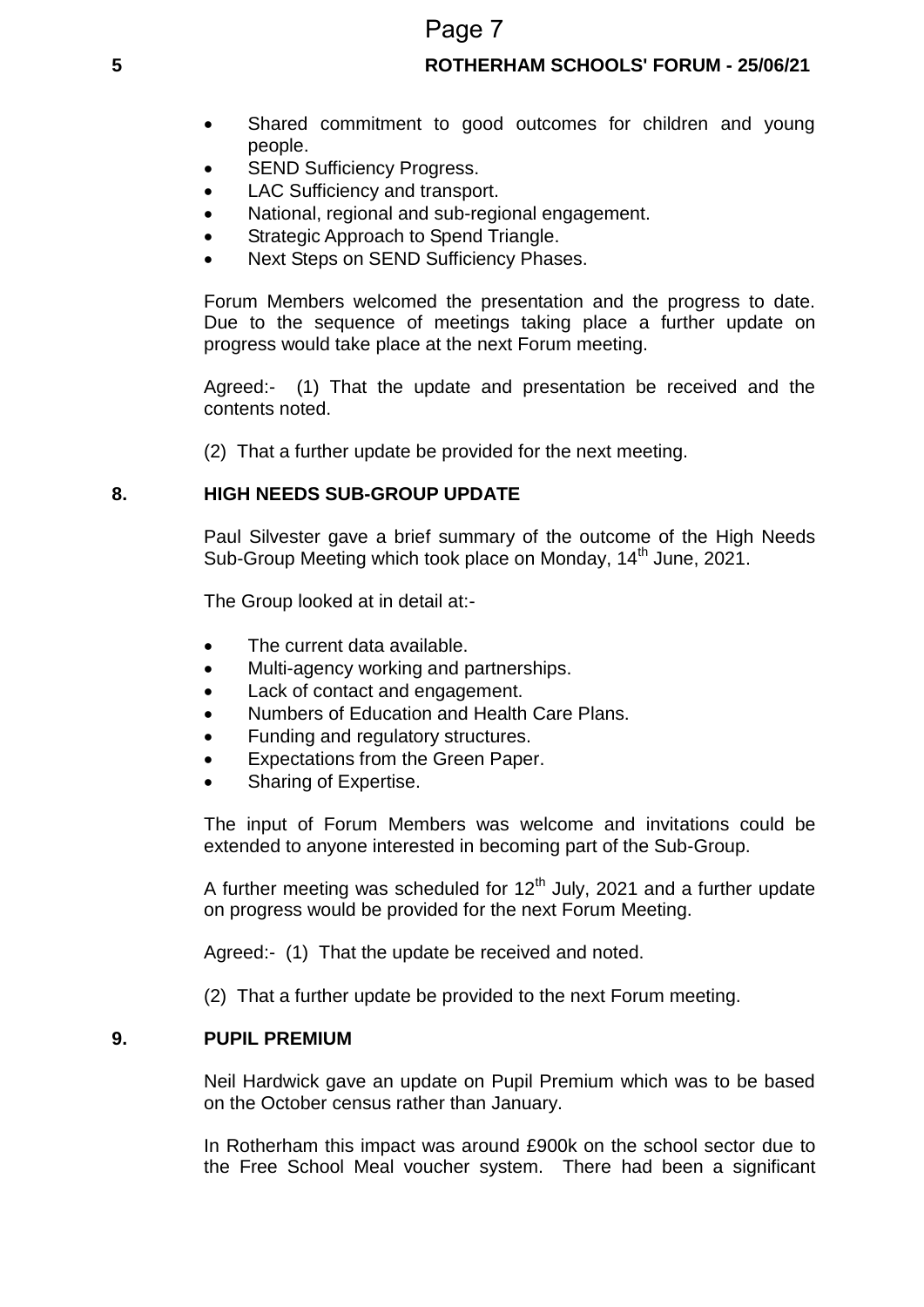- Shared commitment to good outcomes for children and young people.
- SEND Sufficiency Progress.
- LAC Sufficiency and transport.
- National, regional and sub-regional engagement.
- Strategic Approach to Spend Triangle.
- Next Steps on SEND Sufficiency Phases.

Forum Members welcomed the presentation and the progress to date. Due to the sequence of meetings taking place a further update on progress would take place at the next Forum meeting.

Agreed:- (1) That the update and presentation be received and the contents noted.

(2) That a further update be provided for the next meeting.

**8. HIGH NEEDS SUB-GROUP UPDATE**

Paul Silvester gave a brief summary of the outcome of the High Needs Sub-Group Meeting which took place on Monday, 14th June, 2021.

The Group looked at in detail at:-

- The current data available.
- Multi-agency working and partnerships.
- Lack of contact and engagement.
- Numbers of Education and Health Care Plans.
- Funding and regulatory structures.
- Expectations from the Green Paper.
- Sharing of Expertise.

The input of Forum Members was welcome and invitations could be extended to anyone interested in becoming part of the Sub-Group.

A further meeting was scheduled for 12th July, 2021 and a further update on progress would be provided for the next Forum Meeting.

Agreed:- (1) That the update be received and noted.

(2) That a further update be provided to the next Forum meeting.

**9. PUPIL PREMIUM**

Neil Hardwick gave an update on Pupil Premium which was to be based on the October census rather than January.

In Rotherham this impact was around £900k on the school sector due to the Free School Meal voucher system. There had been a significant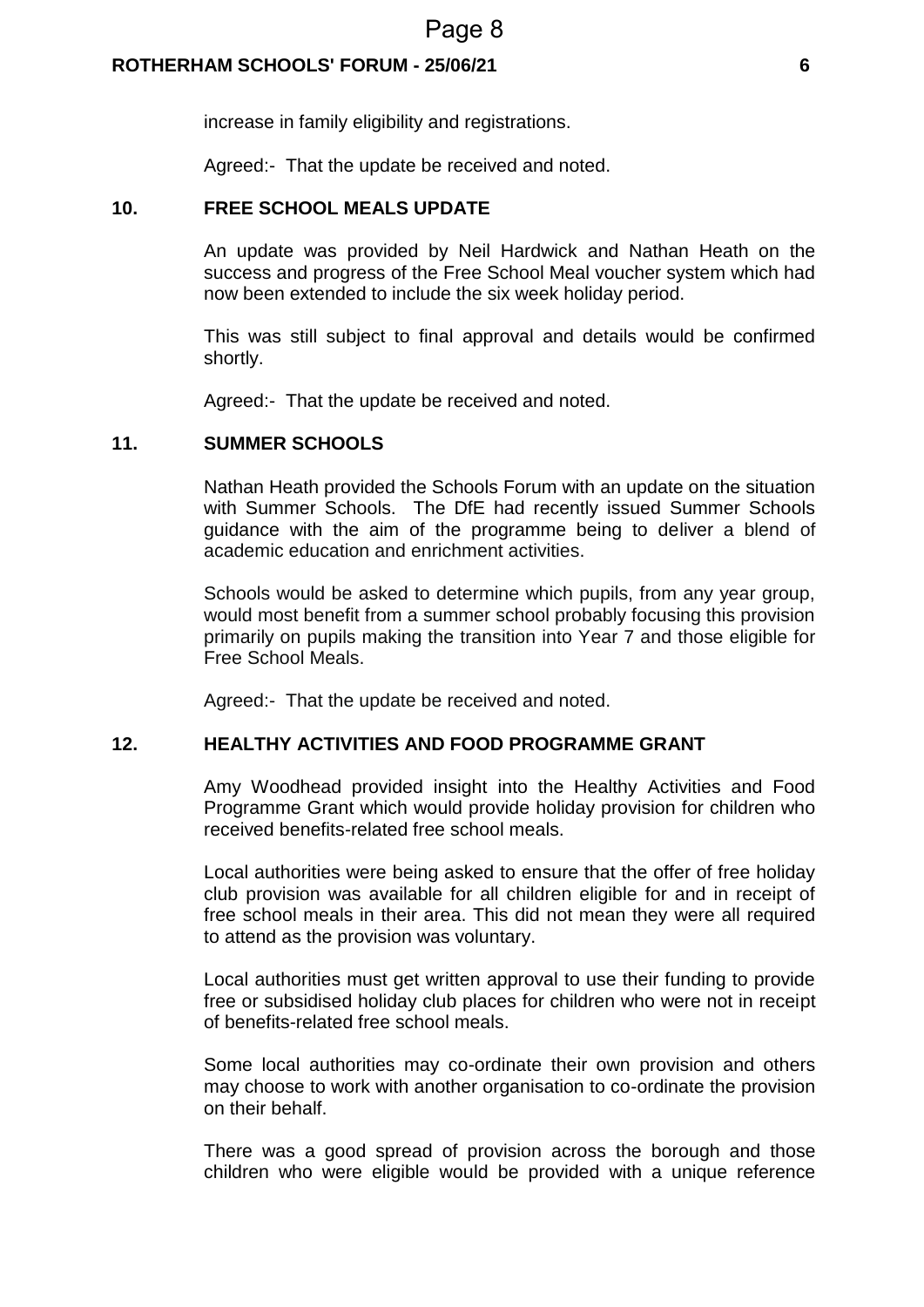increase in family eligibility and registrations.

Agreed:- That the update be received and noted.

## 10. FREE SCHOOL MEALS UPDATE

An update was provided by Neil Hardwick and Nathan Heath on the success and progress of the Free School Meal voucher system which had now been extended to include the six week holiday period.

This was still subject to final approval and details would be confirmed shortly.

Agreed:- That the update be received and noted.

## 11. SUMMER SCHOOLS

Nathan Heath provided the Schools Forum with an update on the situation with Summer Schools. The DfE had recently issued Summer Schools guidance with the aim of the programme being to deliver a blend of academic education and enrichment activities.

Schools would be asked to determine which pupils, from any year group, would most benefit from a summer school probably focusing this provision primarily on pupils making the transition into Year 7 and those eligible for Free School Meals.

Agreed:- That the update be received and noted.

## 12. HEALTHY ACTIVITIES AND FOOD PROGRAMME GRANT

Amy Woodhead provided insight into the Healthy Activities and Food Programme Grant which would provide holiday provision for children who received benefits-related free school meals.

Local authorities were being asked to ensure that the offer of free holiday club provision was available for all children eligible for and in receipt of free school meals in their area. This did not mean they were all required to attend as the provision was voluntary.

Local authorities must get written approval to use their funding to provide free or subsidised holiday club places for children who were not in receipt of benefits-related free school meals.

Some local authorities may co-ordinate their own provision and others may choose to work with another organisation to co-ordinate the provision on their behalf.

There was a good spread of provision across the borough and those children who were eligible would be provided with a unique reference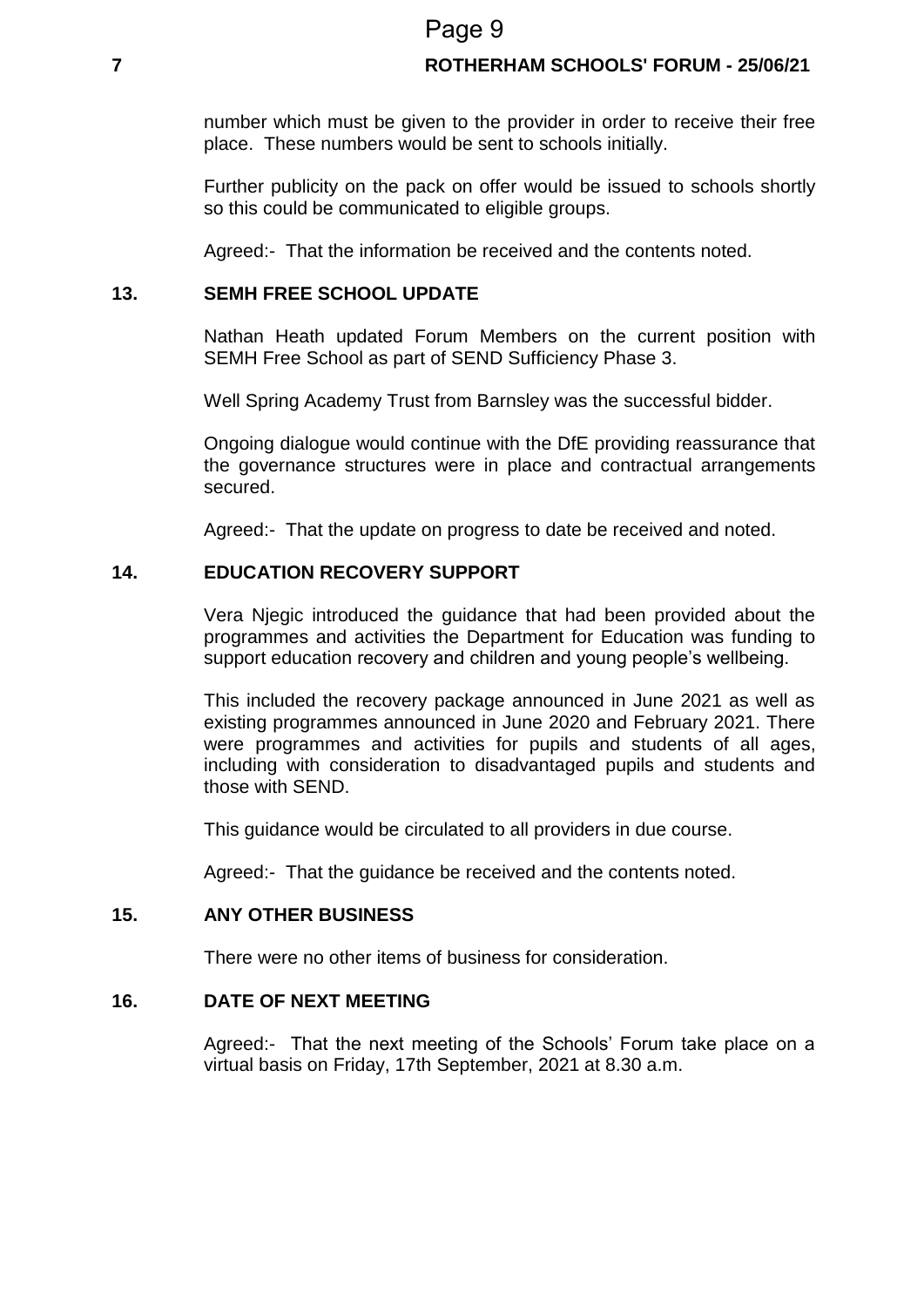number which must be given to the provider in order to receive their free place. These numbers would be sent to schools initially.

Further publicity on the pack on offer would be issued to schools shortly so this could be communicated to eligible groups.

Agreed:- That the information be received and the contents noted.

## 13. SEMH FREE SCHOOL UPDATE

Nathan Heath updated Forum Members on the current position with SEMH Free School as part of SEND Sufficiency Phase 3.

Well Spring Academy Trust from Barnsley was the successful bidder.

Ongoing dialogue would continue with the DfE providing reassurance that the governance structures were in place and contractual arrangements secured.

Agreed:- That the update on progress to date be received and noted.

## 14. EDUCATION RECOVERY SUPPORT

Vera Njegic introduced the guidance that had been provided about the programmes and activities the Department for Education was funding to support education recovery and children and young people's wellbeing.

This included the recovery package announced in June 2021 as well as existing programmes announced in June 2020 and February 2021. There were programmes and activities for pupils and students of all ages, including with consideration to disadvantaged pupils and students and those with SEND.

This guidance would be circulated to all providers in due course.

Agreed:- That the guidance be received and the contents noted.

## 15. ANY OTHER BUSINESS

There were no other items of business for consideration.

## 16. DATE OF NEXT MEETING

Agreed:- That the next meeting of the Schools' Forum take place on a virtual basis on Friday, 17th September, 2021 at 8.30 a.m.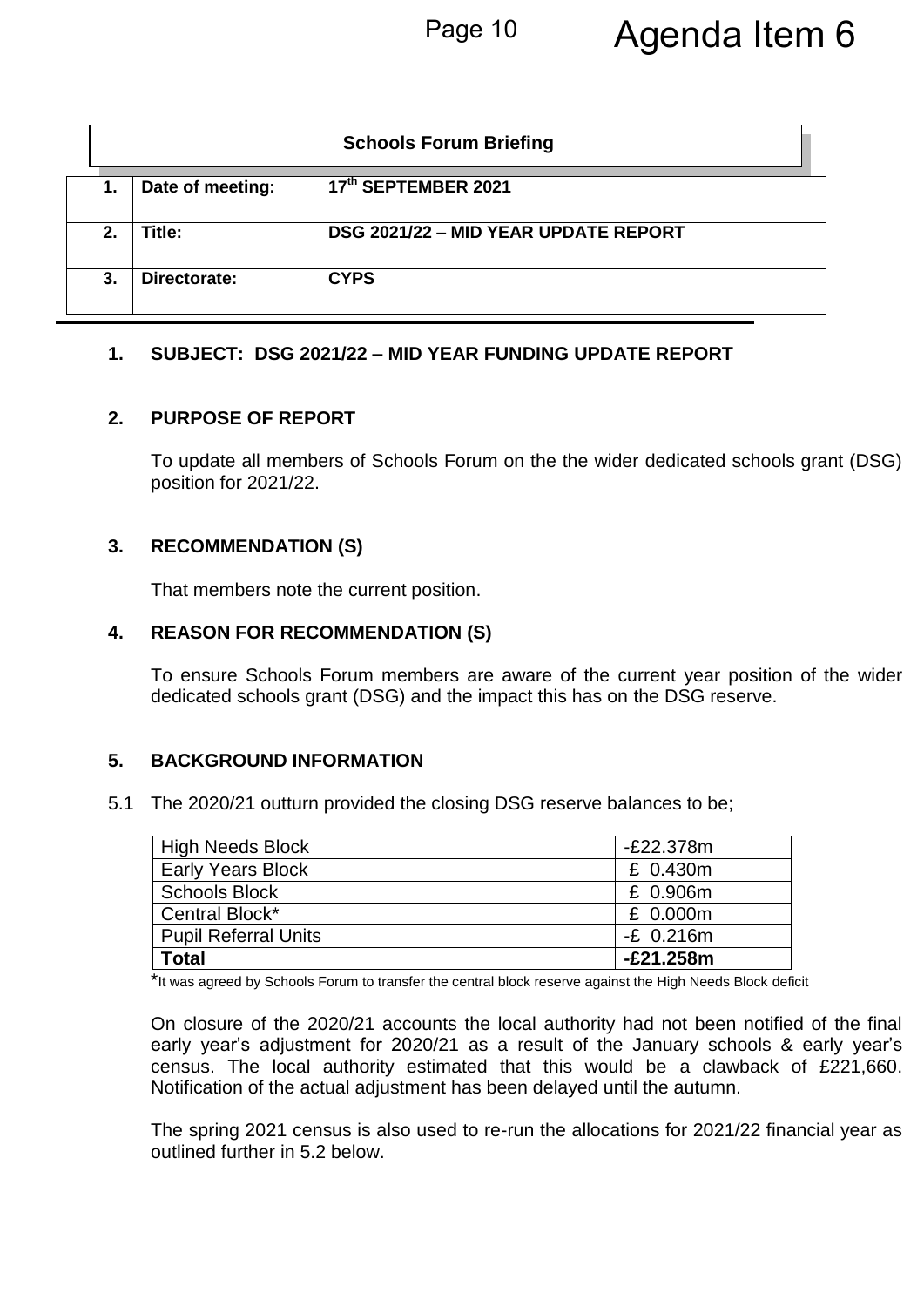Agenda Item 6

| Schools Forum Briefing | | |
|---|---|---|
| 1. | Date of meeting: | 17th SEPTEMBER 2021 |
| 2. | Title: | DSG 2021/22 – MID YEAR UPDATE REPORT |
| 3. | Directorate: | CYPS |

## 1. SUBJECT: DSG 2021/22 – MID YEAR FUNDING UPDATE REPORT

## 2. PURPOSE OF REPORT

To update all members of Schools Forum on the the wider dedicated schools grant (DSG) position for 2021/22.

## 3. RECOMMENDATION (S)

That members note the current position.

## 4. REASON FOR RECOMMENDATION (S)

To ensure Schools Forum members are aware of the current year position of the wider dedicated schools grant (DSG) and the impact this has on the DSG reserve.

## 5. BACKGROUND INFORMATION

5.1 The 2020/21 outturn provided the closing DSG reserve balances to be;

| | |
|---|---|
| High Needs Block | -£22.378m |
| Early Years Block | £ 0.430m |
| Schools Block | £ 0.906m |
| Central Block* | £ 0.000m |
| Pupil Referral Units | -£ 0.216m |
| **Total** | **-£21.258m** |

*It was agreed by Schools Forum to transfer the central block reserve against the High Needs Block deficit

On closure of the 2020/21 accounts the local authority had not been notified of the final early year's adjustment for 2020/21 as a result of the January schools & early year's census. The local authority estimated that this would be a clawback of £221,660. Notification of the actual adjustment has been delayed until the autumn.

The spring 2021 census is also used to re-run the allocations for 2021/22 financial year as outlined further in 5.2 below.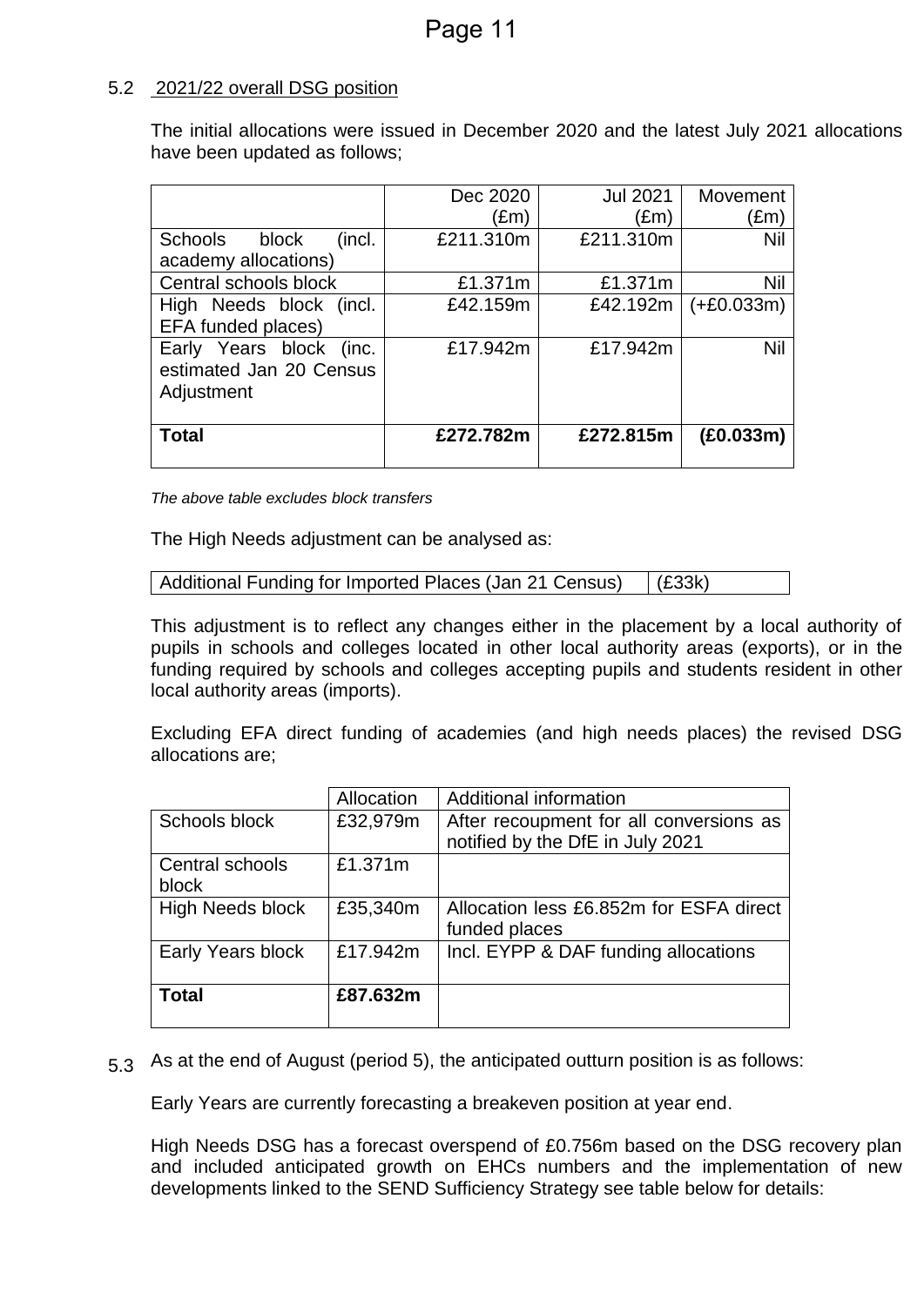5.2 2021/22 overall DSG position

The initial allocations were issued in December 2020 and the latest July 2021 allocations have been updated as follows;

| | Dec 2020 (£m) | Jul 2021 (£m) | Movement (£m) |
|---|---|---|---|
| Schools block (incl. academy allocations) | £211.310m | £211.310m | Nil |
| Central schools block | £1.371m | £1.371m | Nil |
| High Needs block (incl. EFA funded places) | £42.159m | £42.192m | (+£0.033m) |
| Early Years block (inc. estimated Jan 20 Census Adjustment | £17.942m | £17.942m | Nil |
| **Total** | **£272.782m** | **£272.815m** | **(£0.033m)** |

*The above table excludes block transfers*

The High Needs adjustment can be analysed as:

| Additional Funding for Imported Places (Jan 21 Census) | (£33k) |
|---|---|

This adjustment is to reflect any changes either in the placement by a local authority of pupils in schools and colleges located in other local authority areas (exports), or in the funding required by schools and colleges accepting pupils and students resident in other local authority areas (imports).

Excluding EFA direct funding of academies (and high needs places) the revised DSG allocations are;

| | Allocation | Additional information |
|---|---|---|
| Schools block | £32,979m | After recoupment for all conversions as notified by the DfE in July 2021 |
| Central schools block | £1.371m | |
| High Needs block | £35,340m | Allocation less £6.852m for ESFA direct funded places |
| Early Years block | £17.942m | Incl. EYPP & DAF funding allocations |
| **Total** | **£87.632m** | |

5.3 As at the end of August (period 5), the anticipated outturn position is as follows:

Early Years are currently forecasting a breakeven position at year end.

High Needs DSG has a forecast overspend of £0.756m based on the DSG recovery plan and included anticipated growth on EHCs numbers and the implementation of new developments linked to the SEND Sufficiency Strategy see table below for details: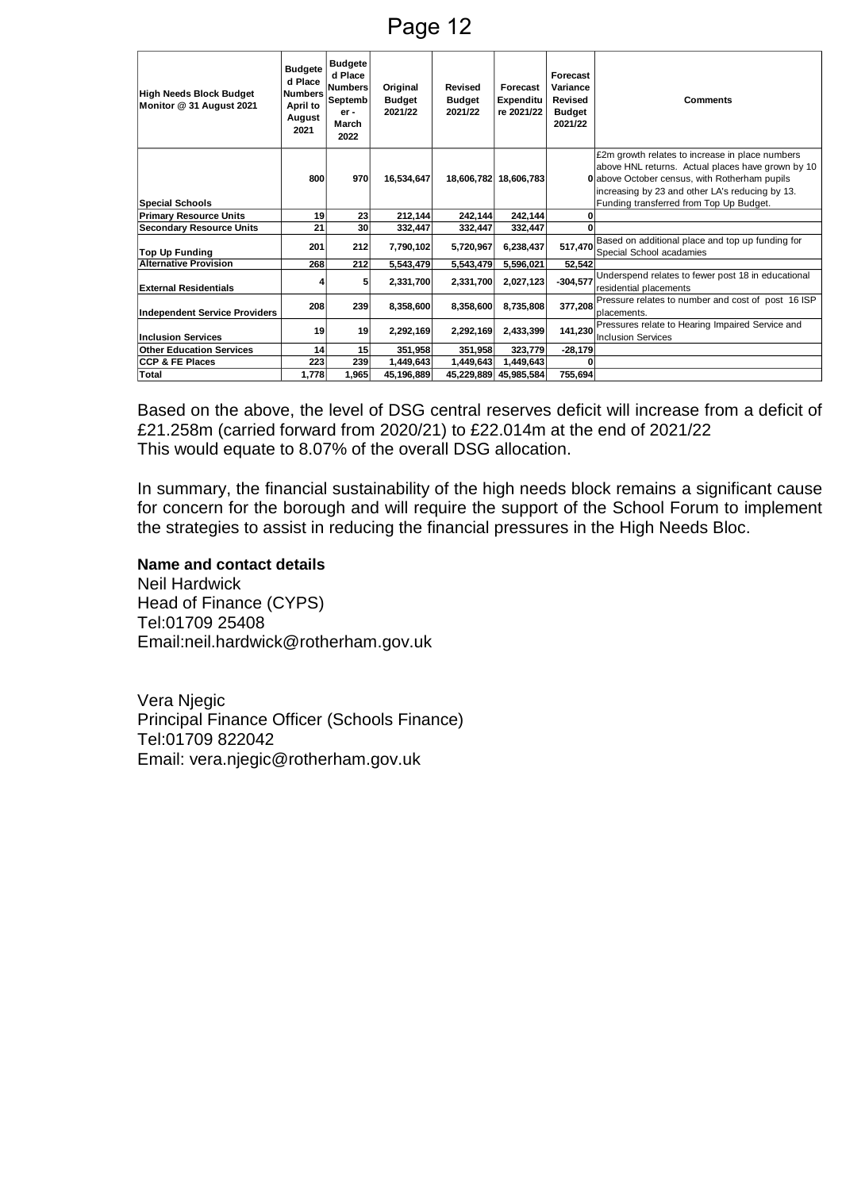| High Needs Block Budget Monitor @ 31 August 2021 | Budgeted Place Numbers April to August 2021 | Budgeted Place Numbers September - March 2022 | Original Budget 2021/22 | Revised Budget 2021/22 | Forecast Expenditure 2021/22 | Forecast Variance Revised Budget 2021/22 | Comments |
|---|---|---|---|---|---|---|---|
| Special Schools | 800 | 970 | 16,534,647 | 18,606,782 | 18,606,783 | 0 | £2m growth relates to increase in place numbers above HNL returns. Actual places have grown by 10 above October census, with Rotherham pupils increasing by 23 and other LA's reducing by 13. Funding transferred from Top Up Budget. |
| Primary Resource Units | 19 | 23 | 212,144 | 242,144 | 242,144 | 0 | |
| Secondary Resource Units | 21 | 30 | 332,447 | 332,447 | 332,447 | 0 | |
| Top Up Funding | 201 | 212 | 7,790,102 | 5,720,967 | 6,238,437 | 517,470 | Based on additional place and top up funding for Special School acadamies |
| Alternative Provision | 268 | 212 | 5,543,479 | 5,543,479 | 5,596,021 | 52,542 | |
| External Residentials | 4 | 5 | 2,331,700 | 2,331,700 | 2,027,123 | -304,577 | Underspend relates to fewer post 18 in educational residential placements |
| Independent Service Providers | 208 | 239 | 8,358,600 | 8,358,600 | 8,735,808 | 377,208 | Pressure relates to number and cost of post 16 ISP placements. |
| Inclusion Services | 19 | 19 | 2,292,169 | 2,292,169 | 2,433,399 | 141,230 | Pressures relate to Hearing Impaired Service and Inclusion Services |
| Other Education Services | 14 | 15 | 351,958 | 351,958 | 323,779 | -28,179 | |
| CCP & FE Places | 223 | 239 | 1,449,643 | 1,449,643 | 1,449,643 | 0 | |
| Total | 1,778 | 1,965 | 45,196,889 | 45,229,889 | 45,985,584 | 755,694 | |

Based on the above, the level of DSG central reserves deficit will increase from a deficit of £21.258m (carried forward from 2020/21) to £22.014m at the end of 2021/22
This would equate to 8.07% of the overall DSG allocation.

In summary, the financial sustainability of the high needs block remains a significant cause for concern for the borough and will require the support of the School Forum to implement the strategies to assist in reducing the financial pressures in the High Needs Bloc.

**Name and contact details**

Neil Hardwick
Head of Finance (CYPS)
Tel:01709 25408
Email:neil.hardwick@rotherham.gov.uk

Vera Njegic
Principal Finance Officer (Schools Finance)
Tel:01709 822042
Email: vera.njegic@rotherham.gov.uk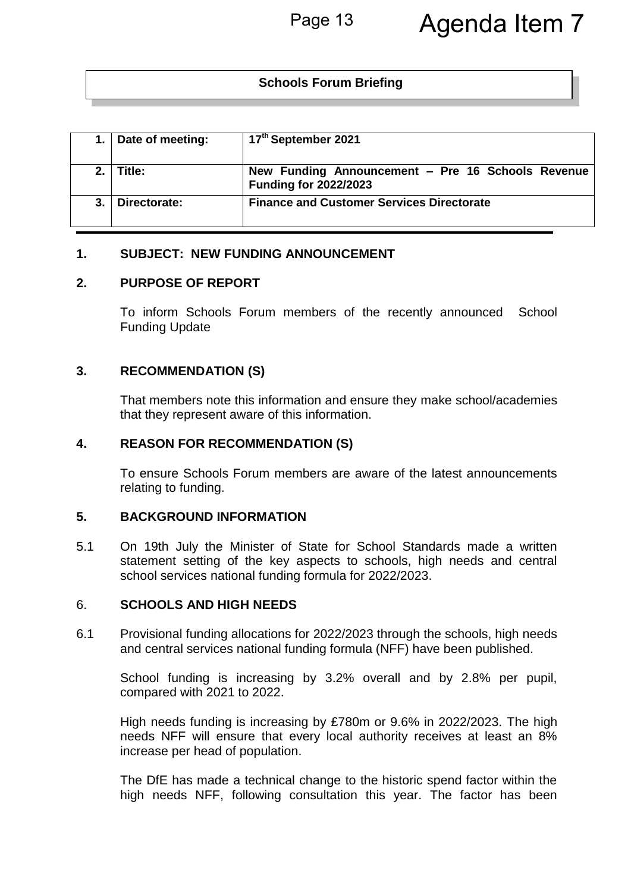Agenda Item 7

**Schools Forum Briefing**

| 1. | Date of meeting: | 17th September 2021 |
|---|---|---|
| 2. | Title: | New Funding Announcement – Pre 16 Schools Revenue Funding for 2022/2023 |
| 3. | Directorate: | Finance and Customer Services Directorate |

## 1. SUBJECT: NEW FUNDING ANNOUNCEMENT

## 2. PURPOSE OF REPORT

To inform Schools Forum members of the recently announced School Funding Update

## 3. RECOMMENDATION (S)

That members note this information and ensure they make school/academies that they represent aware of this information.

## 4. REASON FOR RECOMMENDATION (S)

To ensure Schools Forum members are aware of the latest announcements relating to funding.

## 5. BACKGROUND INFORMATION

5.1 On 19th July the Minister of State for School Standards made a written statement setting of the key aspects to schools, high needs and central school services national funding formula for 2022/2023.

## 6. SCHOOLS AND HIGH NEEDS

6.1 Provisional funding allocations for 2022/2023 through the schools, high needs and central services national funding formula (NFF) have been published.

School funding is increasing by 3.2% overall and by 2.8% per pupil, compared with 2021 to 2022.

High needs funding is increasing by £780m or 9.6% in 2022/2023. The high needs NFF will ensure that every local authority receives at least an 8% increase per head of population.

The DfE has made a technical change to the historic spend factor within the high needs NFF, following consultation this year. The factor has been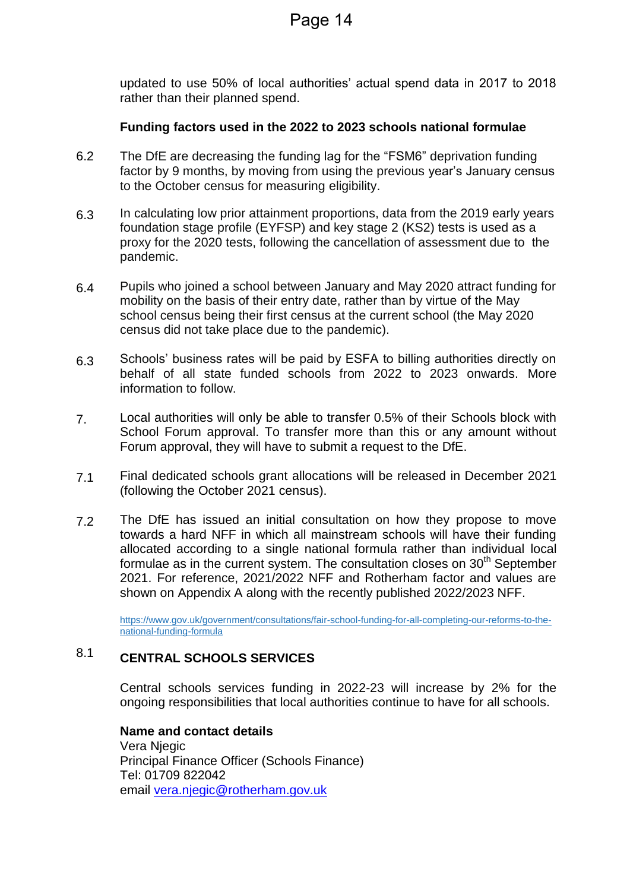updated to use 50% of local authorities' actual spend data in 2017 to 2018 rather than their planned spend.

**Funding factors used in the 2022 to 2023 schools national formulae**

6.2 The DfE are decreasing the funding lag for the "FSM6" deprivation funding factor by 9 months, by moving from using the previous year's January census to the October census for measuring eligibility.

6.3 In calculating low prior attainment proportions, data from the 2019 early years foundation stage profile (EYFSP) and key stage 2 (KS2) tests is used as a proxy for the 2020 tests, following the cancellation of assessment due to the pandemic.

6.4 Pupils who joined a school between January and May 2020 attract funding for mobility on the basis of their entry date, rather than by virtue of the May school census being their first census at the current school (the May 2020 census did not take place due to the pandemic).

6.3 Schools' business rates will be paid by ESFA to billing authorities directly on behalf of all state funded schools from 2022 to 2023 onwards. More information to follow.

7. Local authorities will only be able to transfer 0.5% of their Schools block with School Forum approval. To transfer more than this or any amount without Forum approval, they will have to submit a request to the DfE.

7.1 Final dedicated schools grant allocations will be released in December 2021 (following the October 2021 census).

7.2 The DfE has issued an initial consultation on how they propose to move towards a hard NFF in which all mainstream schools will have their funding allocated according to a single national formula rather than individual local formulae as in the current system. The consultation closes on 30th September 2021. For reference, 2021/2022 NFF and Rotherham factor and values are shown on Appendix A along with the recently published 2022/2023 NFF.

https://www.gov.uk/government/consultations/fair-school-funding-for-all-completing-our-reforms-to-the-national-funding-formula

8.1 **CENTRAL SCHOOLS SERVICES**

Central schools services funding in 2022-23 will increase by 2% for the ongoing responsibilities that local authorities continue to have for all schools.

**Name and contact details**
Vera Njegic
Principal Finance Officer (Schools Finance)
Tel: 01709 822042
email vera.njegic@rotherham.gov.uk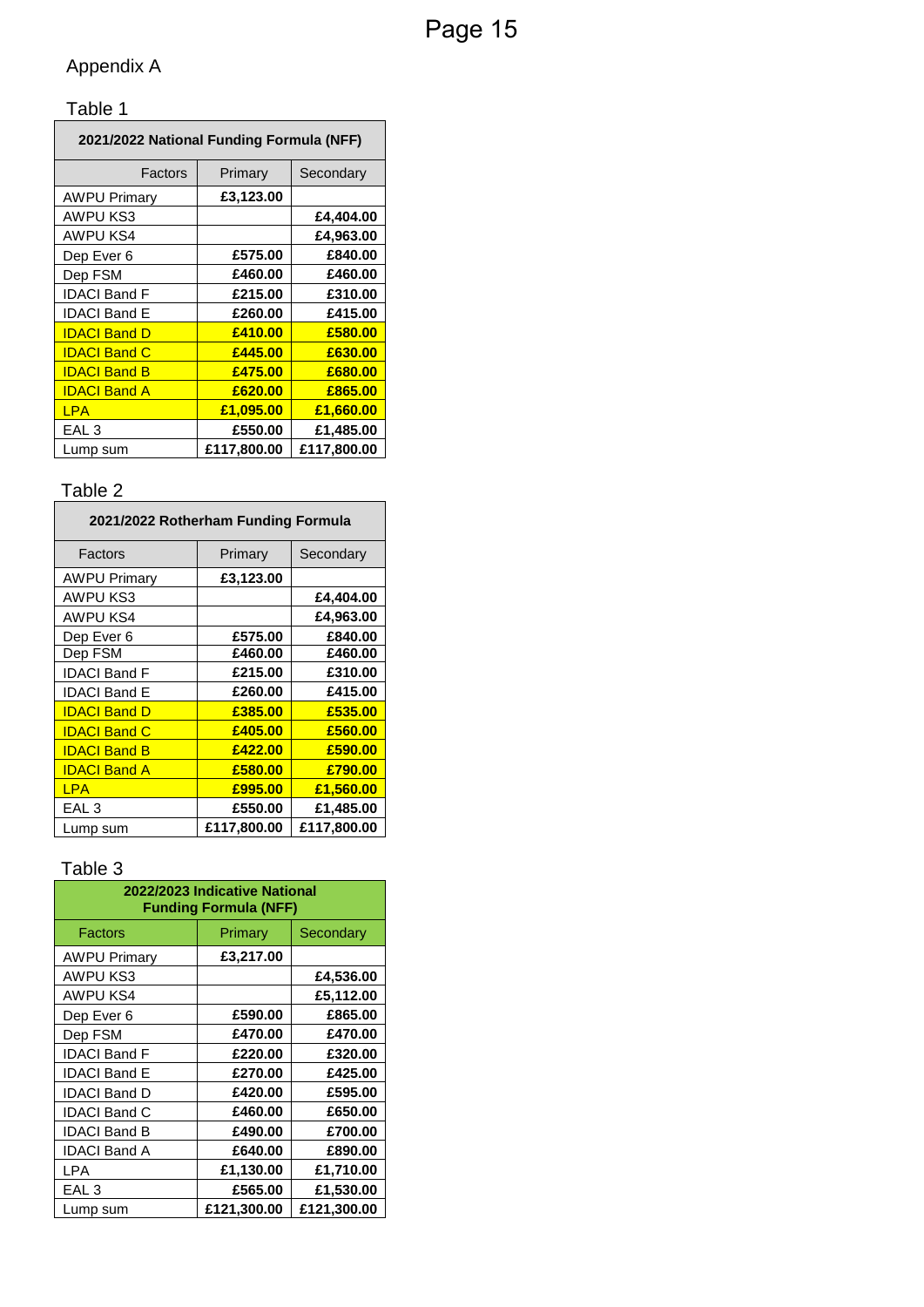## Appendix A

### Table 1

| 2021/2022 National Funding Formula (NFF) | | |
|---|---|---|
| Factors | Primary | Secondary |
| AWPU Primary | £3,123.00 | |
| AWPU KS3 | | £4,404.00 |
| AWPU KS4 | | £4,963.00 |
| Dep Ever 6 | £575.00 | £840.00 |
| Dep FSM | £460.00 | £460.00 |
| IDACI Band F | £215.00 | £310.00 |
| IDACI Band E | £260.00 | £415.00 |
| IDACI Band D | £410.00 | £580.00 |
| IDACI Band C | £445.00 | £630.00 |
| IDACI Band B | £475.00 | £680.00 |
| IDACI Band A | £620.00 | £865.00 |
| LPA | £1,095.00 | £1,660.00 |
| EAL 3 | £550.00 | £1,485.00 |
| Lump sum | £117,800.00 | £117,800.00 |

### Table 2

| 2021/2022 Rotherham Funding Formula | | |
|---|---|---|
| Factors | Primary | Secondary |
| AWPU Primary | £3,123.00 | |
| AWPU KS3 | | £4,404.00 |
| AWPU KS4 | | £4,963.00 |
| Dep Ever 6 | £575.00 | £840.00 |
| Dep FSM | £460.00 | £460.00 |
| IDACI Band F | £215.00 | £310.00 |
| IDACI Band E | £260.00 | £415.00 |
| IDACI Band D | £385.00 | £535.00 |
| IDACI Band C | £405.00 | £560.00 |
| IDACI Band B | £422.00 | £590.00 |
| IDACI Band A | £580.00 | £790.00 |
| LPA | £995.00 | £1,560.00 |
| EAL 3 | £550.00 | £1,485.00 |
| Lump sum | £117,800.00 | £117,800.00 |

### Table 3

| 2022/2023 Indicative National Funding Formula (NFF) | | |
|---|---|---|
| Factors | Primary | Secondary |
| AWPU Primary | £3,217.00 | |
| AWPU KS3 | | £4,536.00 |
| AWPU KS4 | | £5,112.00 |
| Dep Ever 6 | £590.00 | £865.00 |
| Dep FSM | £470.00 | £470.00 |
| IDACI Band F | £220.00 | £320.00 |
| IDACI Band E | £270.00 | £425.00 |
| IDACI Band D | £420.00 | £595.00 |
| IDACI Band C | £460.00 | £650.00 |
| IDACI Band B | £490.00 | £700.00 |
| IDACI Band A | £640.00 | £890.00 |
| LPA | £1,130.00 | £1,710.00 |
| EAL 3 | £565.00 | £1,530.00 |
| Lump sum | £121,300.00 | £121,300.00 |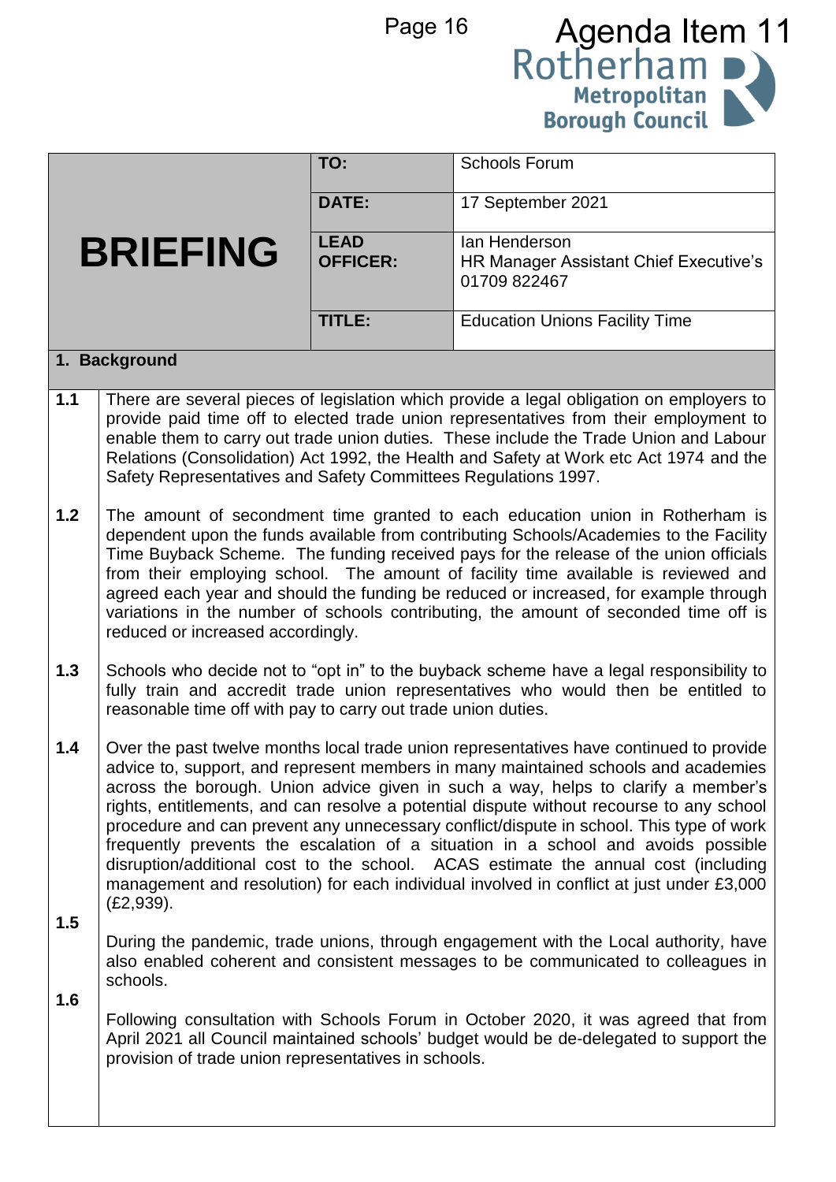Agenda Item 11

Rotherham Metropolitan Borough Council

| BRIEFING | | |
|---|---|---|
| | **TO:** | Schools Forum |
| | **DATE:** | 17 September 2021 |
| | **LEAD OFFICER:** | Ian Henderson<br>HR Manager Assistant Chief Executive's<br>01709 822467 |
| | **TITLE:** | Education Unions Facility Time |

## 1. Background

**1.1** There are several pieces of legislation which provide a legal obligation on employers to provide paid time off to elected trade union representatives from their employment to enable them to carry out trade union duties. These include the Trade Union and Labour Relations (Consolidation) Act 1992, the Health and Safety at Work etc Act 1974 and the Safety Representatives and Safety Committees Regulations 1997.

**1.2** The amount of secondment time granted to each education union in Rotherham is dependent upon the funds available from contributing Schools/Academies to the Facility Time Buyback Scheme. The funding received pays for the release of the union officials from their employing school. The amount of facility time available is reviewed and agreed each year and should the funding be reduced or increased, for example through variations in the number of schools contributing, the amount of seconded time off is reduced or increased accordingly.

**1.3** Schools who decide not to "opt in" to the buyback scheme have a legal responsibility to fully train and accredit trade union representatives who would then be entitled to reasonable time off with pay to carry out trade union duties.

**1.4** Over the past twelve months local trade union representatives have continued to provide advice to, support, and represent members in many maintained schools and academies across the borough. Union advice given in such a way, helps to clarify a member's rights, entitlements, and can resolve a potential dispute without recourse to any school procedure and can prevent any unnecessary conflict/dispute in school. This type of work frequently prevents the escalation of a situation in a school and avoids possible disruption/additional cost to the school. ACAS estimate the annual cost (including management and resolution) for each individual involved in conflict at just under £3,000 (£2,939).

**1.5** During the pandemic, trade unions, through engagement with the Local authority, have also enabled coherent and consistent messages to be communicated to colleagues in schools.

**1.6** Following consultation with Schools Forum in October 2020, it was agreed that from April 2021 all Council maintained schools' budget would be de-delegated to support the provision of trade union representatives in schools.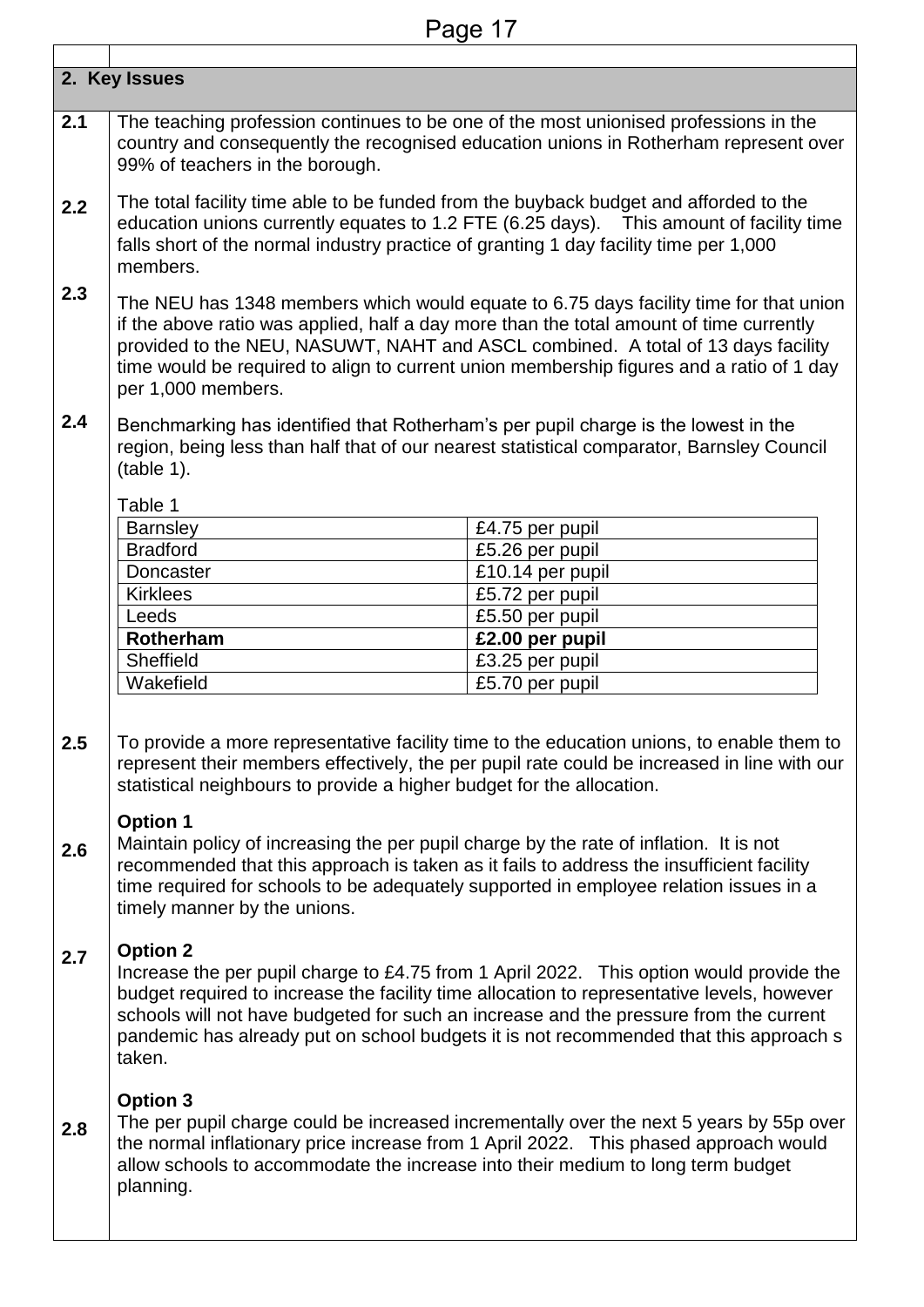## 2. Key Issues

**2.1** The teaching profession continues to be one of the most unionised professions in the country and consequently the recognised education unions in Rotherham represent over 99% of teachers in the borough.

**2.2** The total facility time able to be funded from the buyback budget and afforded to the education unions currently equates to 1.2 FTE (6.25 days). This amount of facility time falls short of the normal industry practice of granting 1 day facility time per 1,000 members.

**2.3** The NEU has 1348 members which would equate to 6.75 days facility time for that union if the above ratio was applied, half a day more than the total amount of time currently provided to the NEU, NASUWT, NAHT and ASCL combined. A total of 13 days facility time would be required to align to current union membership figures and a ratio of 1 day per 1,000 members.

**2.4** Benchmarking has identified that Rotherham's per pupil charge is the lowest in the region, being less than half that of our nearest statistical comparator, Barnsley Council (table 1).

Table 1

| | |
|---|---|
| Barnsley | £4.75 per pupil |
| Bradford | £5.26 per pupil |
| Doncaster | £10.14 per pupil |
| Kirklees | £5.72 per pupil |
| Leeds | £5.50 per pupil |
| **Rotherham** | **£2.00 per pupil** |
| Sheffield | £3.25 per pupil |
| Wakefield | £5.70 per pupil |

**2.5** To provide a more representative facility time to the education unions, to enable them to represent their members effectively, the per pupil rate could be increased in line with our statistical neighbours to provide a higher budget for the allocation.

**2.6** **Option 1**
Maintain policy of increasing the per pupil charge by the rate of inflation. It is not recommended that this approach is taken as it fails to address the insufficient facility time required for schools to be adequately supported in employee relation issues in a timely manner by the unions.

**2.7** **Option 2**
Increase the per pupil charge to £4.75 from 1 April 2022. This option would provide the budget required to increase the facility time allocation to representative levels, however schools will not have budgeted for such an increase and the pressure from the current pandemic has already put on school budgets it is not recommended that this approach s taken.

**2.8** **Option 3**
The per pupil charge could be increased incrementally over the next 5 years by 55p over the normal inflationary price increase from 1 April 2022. This phased approach would allow schools to accommodate the increase into their medium to long term budget planning.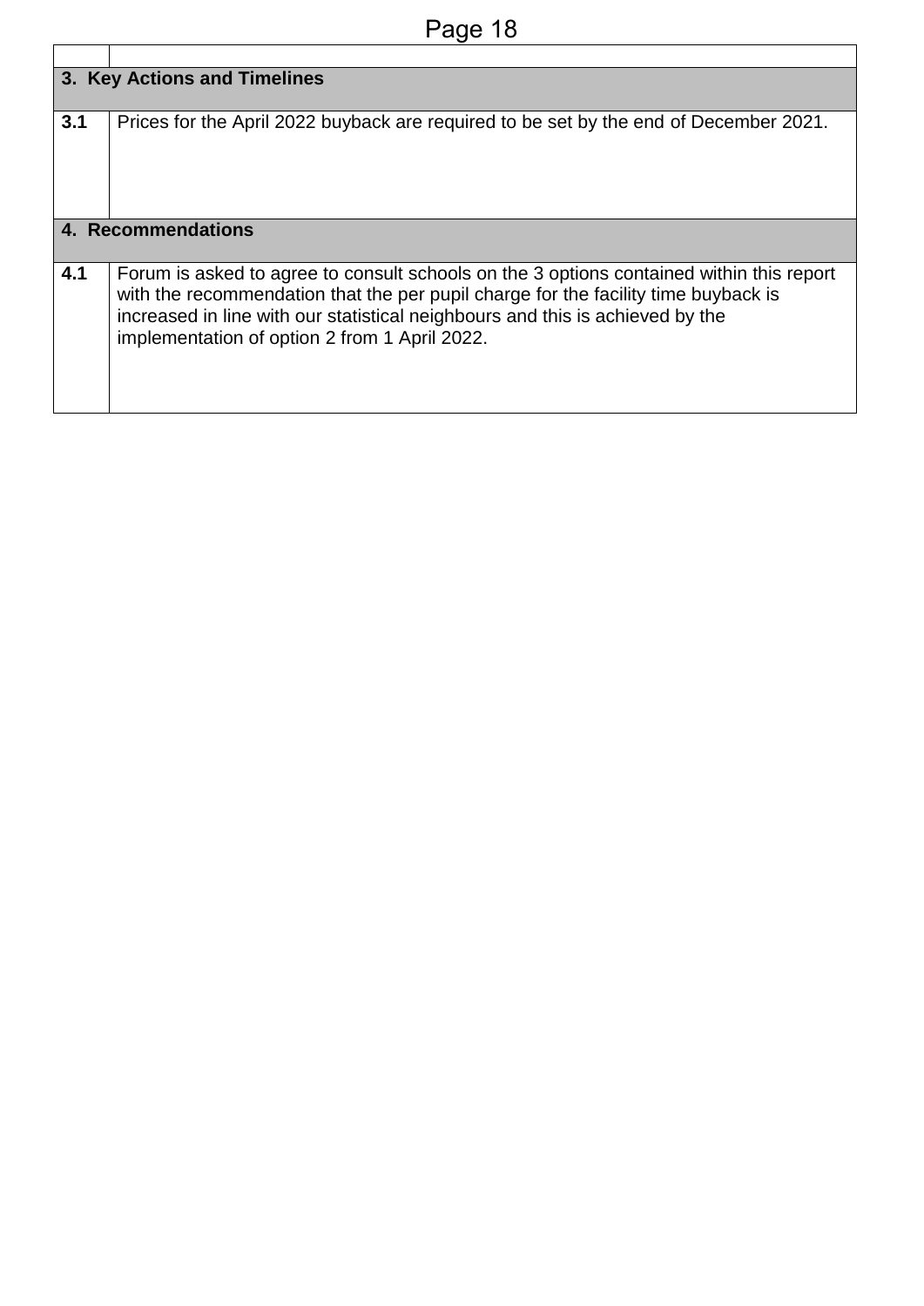| | |
|---|---|
| **3. Key Actions and Timelines** | |
| **3.1** | Prices for the April 2022 buyback are required to be set by the end of December 2021. |
| **4. Recommendations** | |
| **4.1** | Forum is asked to agree to consult schools on the 3 options contained within this report with the recommendation that the per pupil charge for the facility time buyback is increased in line with our statistical neighbours and this is achieved by the implementation of option 2 from 1 April 2022. |